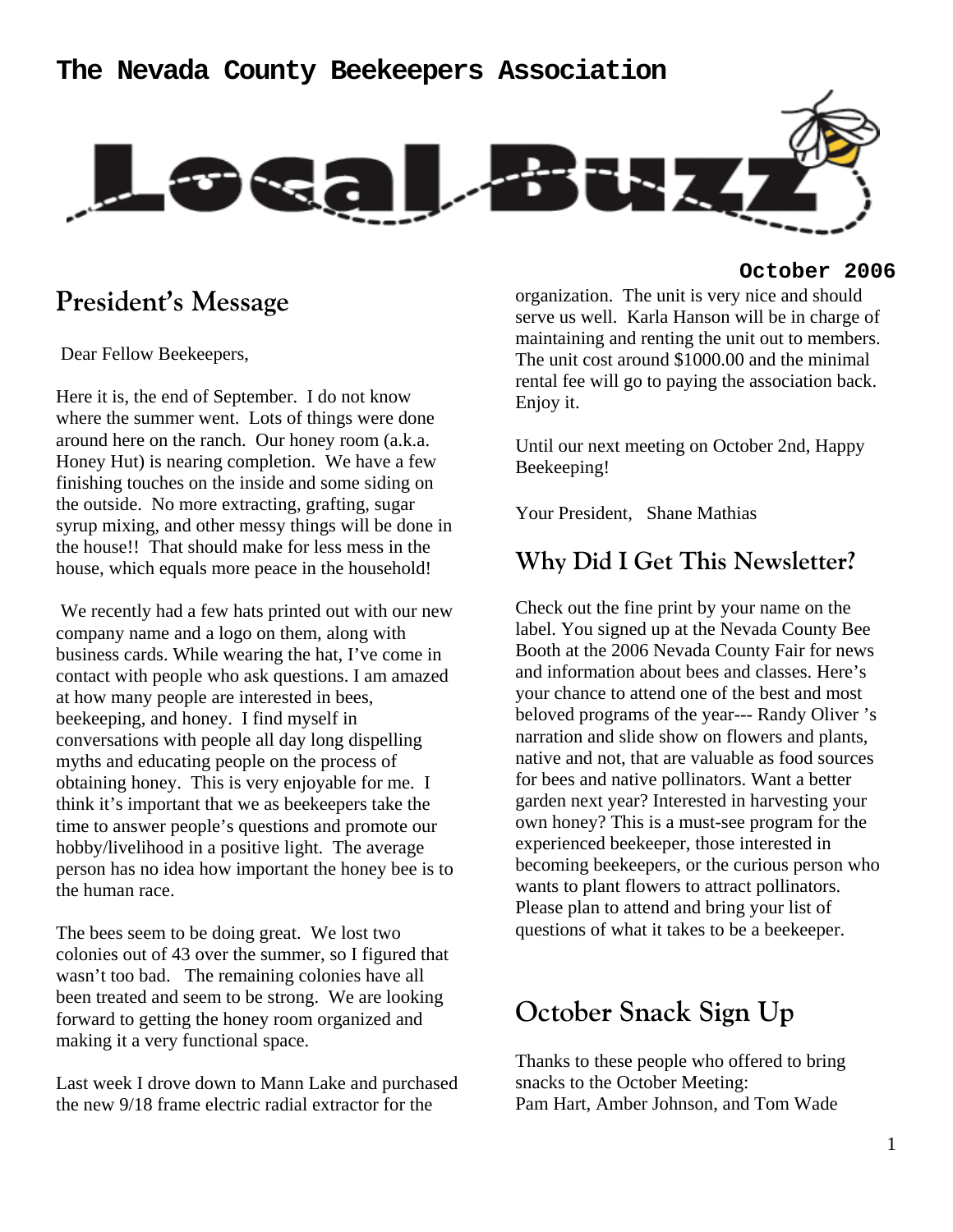# The Nevada County Beekeepers Association

# Local Buzz

**October 2006**

## President's Message

Dear Fellow Beekeepers,

Here it is, the end of September. I do not know where the summer went. Lots of things were done around here on the ranch. Our honey room (a.k.a. Honey Hut) is nearing completion. We have a few finishing touches on the inside and some siding on the outside. No more extracting, grafting, sugar syrup mixing, and other messy things will be done in the house!! That should make for less mess in the house, which equals more peace in the household!

We recently had a few hats printed out with our new company name and a logo on them, along with business cards. While wearing the hat, I've come in contact with people who ask questions. I am amazed at how many people are interested in bees, beekeeping, and honey. I find myself in conversations with people all day long dispelling myths and educating people on the process of obtaining honey. This is very enjoyable for me. I think it's important that we as beekeepers take the time to answer people's questions and promote our hobby/livelihood in a positive light. The average person has no idea how important the honey bee is to the human race.

The bees seem to be doing great. We lost two colonies out of 43 over the summer, so I figured that wasn't too bad. The remaining colonies have all been treated and seem to be strong. We are looking forward to getting the honey room organized and making it a very functional space.

Last week I drove down to Mann Lake and purchased the new 9/18 frame electric radial extractor for the organization. The unit is very nice and should serve us well. Karla Hanson will be in charge of maintaining and renting the unit out to members. The unit cost around $1000.00 and the minimal rental fee will go to paying the association back. Enjoy it.

Until our next meeting on October 2nd, Happy Beekeeping!

Your President, Shane Mathias

## Why Did I Get This Newsletter?

Check out the fine print by your name on the label. You signed up at the Nevada County Bee Booth at the 2006 Nevada County Fair for news and information about bees and classes. Here's your chance to attend one of the best and most beloved programs of the year--- Randy Oliver 's narration and slide show on flowers and plants, native and not, that are valuable as food sources for bees and native pollinators. Want a better garden next year? Interested in harvesting your own honey? This is a must-see program for the experienced beekeeper, those interested in becoming beekeepers, or the curious person who wants to plant flowers to attract pollinators. Please plan to attend and bring your list of questions of what it takes to be a beekeeper.

## October Snack Sign Up

Thanks to these people who offered to bring snacks to the October Meeting:
Pam Hart, Amber Johnson, and Tom Wade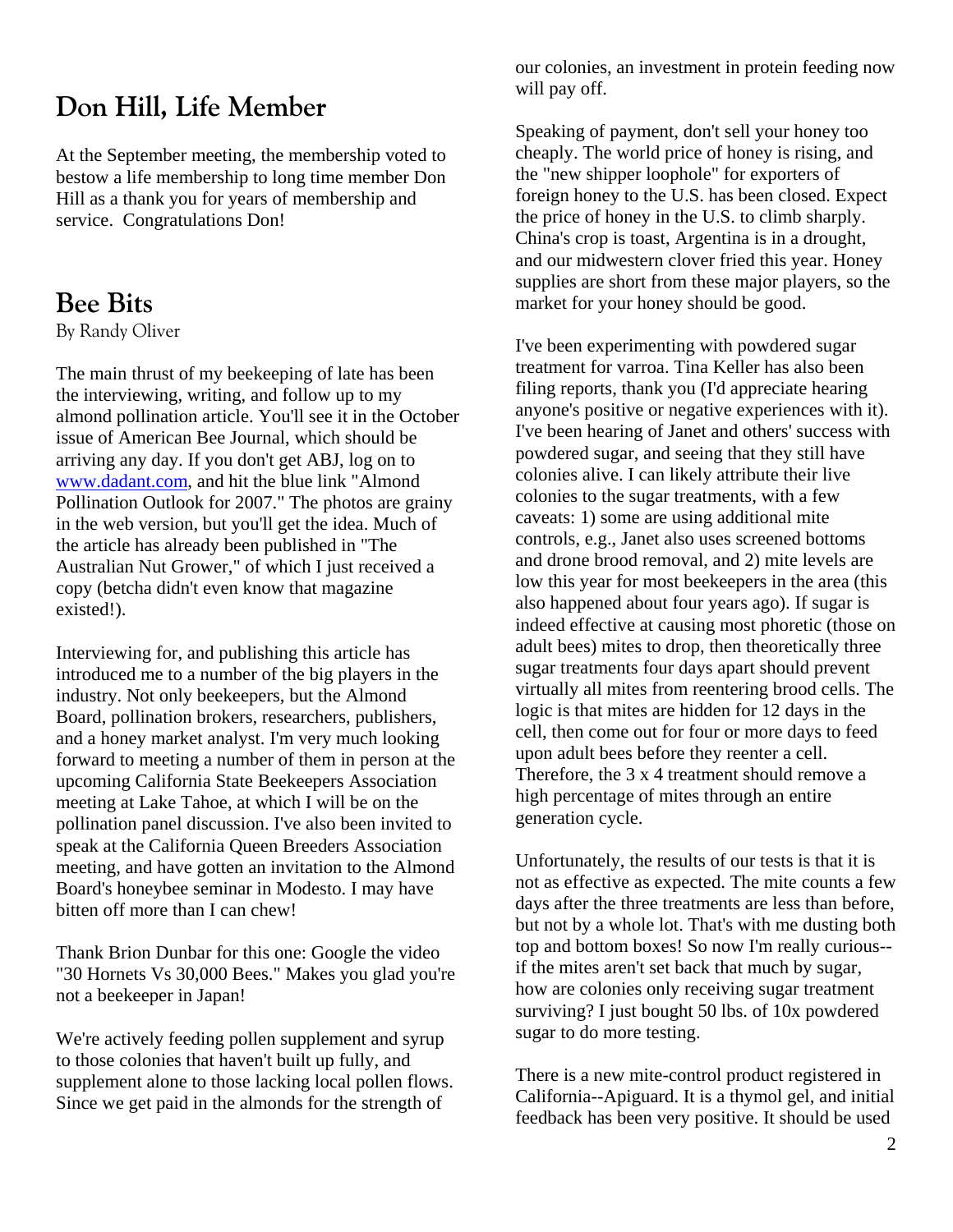## Don Hill, Life Member

At the September meeting, the membership voted to bestow a life membership to long time member Don Hill as a thank you for years of membership and service. Congratulations Don!

## Bee Bits

By Randy Oliver

The main thrust of my beekeeping of late has been the interviewing, writing, and follow up to my almond pollination article. You'll see it in the October issue of American Bee Journal, which should be arriving any day. If you don't get ABJ, log on to [www.dadant.com](http://www.dadant.com), and hit the blue link "Almond Pollination Outlook for 2007." The photos are grainy in the web version, but you'll get the idea. Much of the article has already been published in "The Australian Nut Grower," of which I just received a copy (betcha didn't even know that magazine existed!).

Interviewing for, and publishing this article has introduced me to a number of the big players in the industry. Not only beekeepers, but the Almond Board, pollination brokers, researchers, publishers, and a honey market analyst. I'm very much looking forward to meeting a number of them in person at the upcoming California State Beekeepers Association meeting at Lake Tahoe, at which I will be on the pollination panel discussion. I've also been invited to speak at the California Queen Breeders Association meeting, and have gotten an invitation to the Almond Board's honeybee seminar in Modesto. I may have bitten off more than I can chew!

Thank Brion Dunbar for this one: Google the video "30 Hornets Vs 30,000 Bees." Makes you glad you're not a beekeeper in Japan!

We're actively feeding pollen supplement and syrup to those colonies that haven't built up fully, and supplement alone to those lacking local pollen flows. Since we get paid in the almonds for the strength of our colonies, an investment in protein feeding now will pay off.

Speaking of payment, don't sell your honey too cheaply. The world price of honey is rising, and the "new shipper loophole" for exporters of foreign honey to the U.S. has been closed. Expect the price of honey in the U.S. to climb sharply. China's crop is toast, Argentina is in a drought, and our midwestern clover fried this year. Honey supplies are short from these major players, so the market for your honey should be good.

I've been experimenting with powdered sugar treatment for varroa. Tina Keller has also been filing reports, thank you (I'd appreciate hearing anyone's positive or negative experiences with it). I've been hearing of Janet and others' success with powdered sugar, and seeing that they still have colonies alive. I can likely attribute their live colonies to the sugar treatments, with a few caveats: 1) some are using additional mite controls, e.g., Janet also uses screened bottoms and drone brood removal, and 2) mite levels are low this year for most beekeepers in the area (this also happened about four years ago). If sugar is indeed effective at causing most phoretic (those on adult bees) mites to drop, then theoretically three sugar treatments four days apart should prevent virtually all mites from reentering brood cells. The logic is that mites are hidden for 12 days in the cell, then come out for four or more days to feed upon adult bees before they reenter a cell. Therefore, the 3 x 4 treatment should remove a high percentage of mites through an entire generation cycle.

Unfortunately, the results of our tests is that it is not as effective as expected. The mite counts a few days after the three treatments are less than before, but not by a whole lot. That's with me dusting both top and bottom boxes! So now I'm really curious--if the mites aren't set back that much by sugar, how are colonies only receiving sugar treatment surviving? I just bought 50 lbs. of 10x powdered sugar to do more testing.

There is a new mite-control product registered in California--Apiguard. It is a thymol gel, and initial feedback has been very positive. It should be used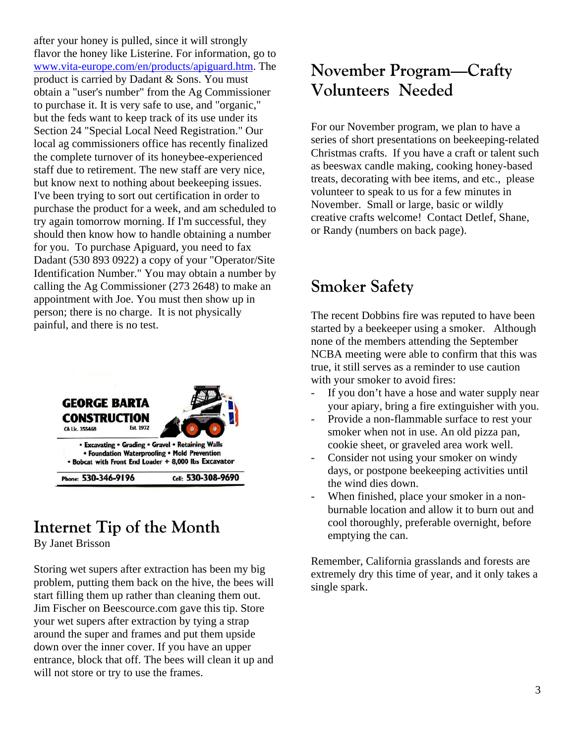after your honey is pulled, since it will strongly flavor the honey like Listerine. For information, go to www.vita-europe.com/en/products/apiguard.htm. The product is carried by Dadant & Sons. You must obtain a "user's number" from the Ag Commissioner to purchase it. It is very safe to use, and "organic," but the feds want to keep track of its use under its Section 24 "Special Local Need Registration." Our local ag commissioners office has recently finalized the complete turnover of its honeybee-experienced staff due to retirement. The new staff are very nice, but know next to nothing about beekeeping issues. I've been trying to sort out certification in order to purchase the product for a week, and am scheduled to try again tomorrow morning. If I'm successful, they should then know how to handle obtaining a number for you. To purchase Apiguard, you need to fax Dadant (530 893 0922) a copy of your "Operator/Site Identification Number." You may obtain a number by calling the Ag Commissioner (273 2648) to make an appointment with Joe. You must then show up in person; there is no charge. It is not physically painful, and there is no test.

**GEORGE BARTA CONSTRUCTION**
CA Lic. 355468 Est. 1972

- Excavating • Grading • Gravel • Retaining Walls
- Foundation Waterproofing • Mold Prevention
- Bobcat with Front End Loader + 8,000 lbs Excavator

Phone: 530-346-9196 Cell: 530-308-9690

## Internet Tip of the Month

By Janet Brisson

Storing wet supers after extraction has been my big problem, putting them back on the hive, the bees will start filling them up rather than cleaning them out. Jim Fischer on Beescource.com gave this tip. Store your wet supers after extraction by tying a strap around the super and frames and put them upside down over the inner cover. If you have an upper entrance, block that off. The bees will clean it up and will not store or try to use the frames.

## November Program—Crafty Volunteers Needed

For our November program, we plan to have a series of short presentations on beekeeping-related Christmas crafts. If you have a craft or talent such as beeswax candle making, cooking honey-based treats, decorating with bee items, and etc., please volunteer to speak to us for a few minutes in November. Small or large, basic or wildly creative crafts welcome! Contact Detlef, Shane, or Randy (numbers on back page).

## Smoker Safety

The recent Dobbins fire was reputed to have been started by a beekeeper using a smoker. Although none of the members attending the September NCBA meeting were able to confirm that this was true, it still serves as a reminder to use caution with your smoker to avoid fires:

- If you don't have a hose and water supply near your apiary, bring a fire extinguisher with you.
- Provide a non-flammable surface to rest your smoker when not in use. An old pizza pan, cookie sheet, or graveled area work well.
- Consider not using your smoker on windy days, or postpone beekeeping activities until the wind dies down.
- When finished, place your smoker in a non-burnable location and allow it to burn out and cool thoroughly, preferable overnight, before emptying the can.

Remember, California grasslands and forests are extremely dry this time of year, and it only takes a single spark.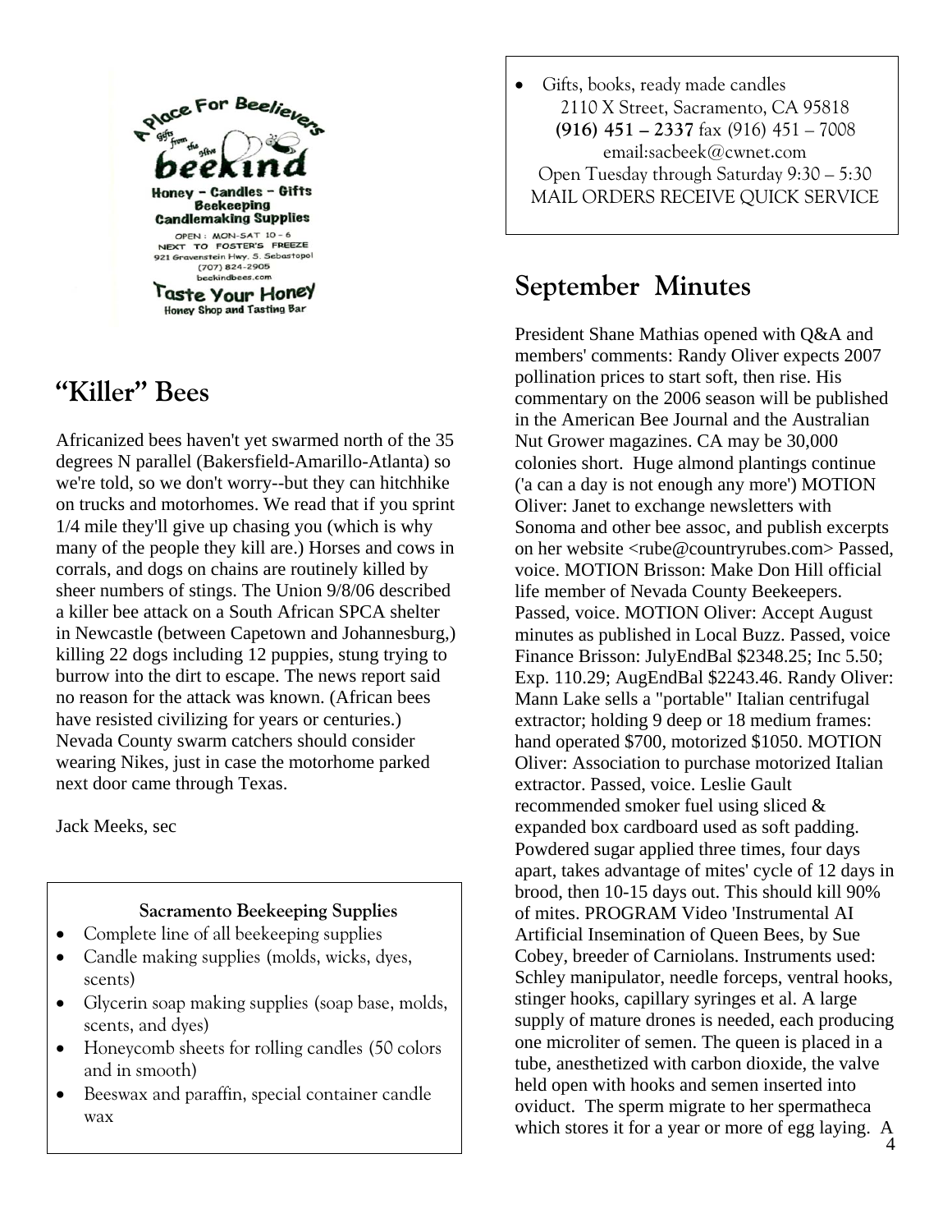A Place For Beelievers

Gifts from the Hive

beekind

Honey - Candles - Gifts
Beekeeping
Candlemaking Supplies

OPEN: MON-SAT 10 - 6
NEXT TO FOSTER'S FREEZE
921 Gravenstein Hwy. S. Sebastopol
(707) 824-2905
beekindbees.com

Taste Your Honey
Honey Shop and Tasting Bar

## "Killer" Bees

Africanized bees haven't yet swarmed north of the 35 degrees N parallel (Bakersfield-Amarillo-Atlanta) so we're told, so we don't worry--but they can hitchhike on trucks and motorhomes. We read that if you sprint 1/4 mile they'll give up chasing you (which is why many of the people they kill are.) Horses and cows in corrals, and dogs on chains are routinely killed by sheer numbers of stings. The Union 9/8/06 described a killer bee attack on a South African SPCA shelter in Newcastle (between Capetown and Johannesburg,) killing 22 dogs including 12 puppies, stung trying to burrow into the dirt to escape. The news report said no reason for the attack was known. (African bees have resisted civilizing for years or centuries.) Nevada County swarm catchers should consider wearing Nikes, just in case the motorhome parked next door came through Texas.

Jack Meeks, sec

**Sacramento Beekeeping Supplies**

- Complete line of all beekeeping supplies
- Candle making supplies (molds, wicks, dyes, scents)
- Glycerin soap making supplies (soap base, molds, scents, and dyes)
- Honeycomb sheets for rolling candles (50 colors and in smooth)
- Beeswax and paraffin, special container candle wax
- Gifts, books, ready made candles

2110 X Street, Sacramento, CA 95818
**(916) 451 – 2337** fax (916) 451 – 7008
email:sacbeek@cwnet.com
Open Tuesday through Saturday 9:30 – 5:30
MAIL ORDERS RECEIVE QUICK SERVICE

## September Minutes

President Shane Mathias opened with Q&A and members' comments: Randy Oliver expects 2007 pollination prices to start soft, then rise. His commentary on the 2006 season will be published in the American Bee Journal and the Australian Nut Grower magazines. CA may be 30,000 colonies short. Huge almond plantings continue ('a can a day is not enough any more') MOTION Oliver: Janet to exchange newsletters with Sonoma and other bee assoc, and publish excerpts on her website <rube@countryrubes.com> Passed, voice. MOTION Brisson: Make Don Hill official life member of Nevada County Beekeepers. Passed, voice. MOTION Oliver: Accept August minutes as published in Local Buzz. Passed, voice Finance Brisson: JulyEndBal $2348.25; Inc 5.50; Exp. 110.29; AugEndBal $2243.46. Randy Oliver: Mann Lake sells a "portable" Italian centrifugal extractor; holding 9 deep or 18 medium frames: hand operated $700, motorized $1050. MOTION Oliver: Association to purchase motorized Italian extractor. Passed, voice. Leslie Gault recommended smoker fuel using sliced & expanded box cardboard used as soft padding. Powdered sugar applied three times, four days apart, takes advantage of mites' cycle of 12 days in brood, then 10-15 days out. This should kill 90% of mites. PROGRAM Video 'Instrumental AI Artificial Insemination of Queen Bees, by Sue Cobey, breeder of Carniolans. Instruments used: Schley manipulator, needle forceps, ventral hooks, stinger hooks, capillary syringes et al. A large supply of mature drones is needed, each producing one microliter of semen. The queen is placed in a tube, anesthetized with carbon dioxide, the valve held open with hooks and semen inserted into oviduct. The sperm migrate to her spermatheca which stores it for a year or more of egg laying. A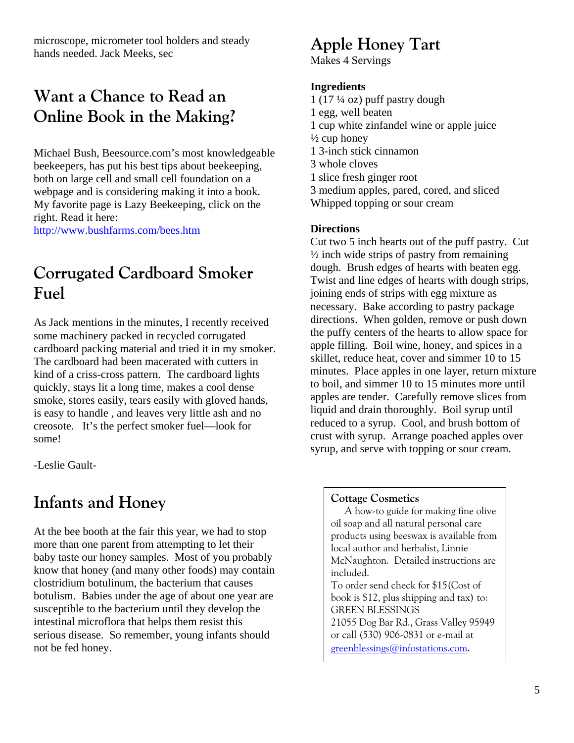microscope, micrometer tool holders and steady hands needed. Jack Meeks, sec

## Want a Chance to Read an Online Book in the Making?

Michael Bush, Beesource.com's most knowledgeable beekeepers, has put his best tips about beekeeping, both on large cell and small cell foundation on a webpage and is considering making it into a book. My favorite page is Lazy Beekeeping, click on the right. Read it here:
http://www.bushfarms.com/bees.htm

## Corrugated Cardboard Smoker Fuel

As Jack mentions in the minutes, I recently received some machinery packed in recycled corrugated cardboard packing material and tried it in my smoker. The cardboard had been macerated with cutters in kind of a criss-cross pattern. The cardboard lights quickly, stays lit a long time, makes a cool dense smoke, stores easily, tears easily with gloved hands, is easy to handle , and leaves very little ash and no creosote. It's the perfect smoker fuel—look for some!

-Leslie Gault-

## Infants and Honey

At the bee booth at the fair this year, we had to stop more than one parent from attempting to let their baby taste our honey samples. Most of you probably know that honey (and many other foods) may contain clostridium botulinum, the bacterium that causes botulism. Babies under the age of about one year are susceptible to the bacterium until they develop the intestinal microflora that helps them resist this serious disease. So remember, young infants should not be fed honey.

## Apple Honey Tart

Makes 4 Servings

**Ingredients**

1 (17 ¼ oz) puff pastry dough
1 egg, well beaten
1 cup white zinfandel wine or apple juice
½ cup honey
1 3-inch stick cinnamon
3 whole cloves
1 slice fresh ginger root
3 medium apples, pared, cored, and sliced
Whipped topping or sour cream

**Directions**

Cut two 5 inch hearts out of the puff pastry. Cut ½ inch wide strips of pastry from remaining dough. Brush edges of hearts with beaten egg. Twist and line edges of hearts with dough strips, joining ends of strips with egg mixture as necessary. Bake according to pastry package directions. When golden, remove or push down the puffy centers of the hearts to allow space for apple filling. Boil wine, honey, and spices in a skillet, reduce heat, cover and simmer 10 to 15 minutes. Place apples in one layer, return mixture to boil, and simmer 10 to 15 minutes more until apples are tender. Carefully remove slices from liquid and drain thoroughly. Boil syrup until reduced to a syrup. Cool, and brush bottom of crust with syrup. Arrange poached apples over syrup, and serve with topping or sour cream.

**Cottage Cosmetics**

A how-to guide for making fine olive oil soap and all natural personal care products using beeswax is available from local author and herbalist, Linnie McNaughton. Detailed instructions are included.

To order send check for $15(Cost of book is $12, plus shipping and tax) to:
GREEN BLESSINGS
21055 Dog Bar Rd., Grass Valley 95949
or call (530) 906-0831 or e-mail at greenblessings@infostations.com.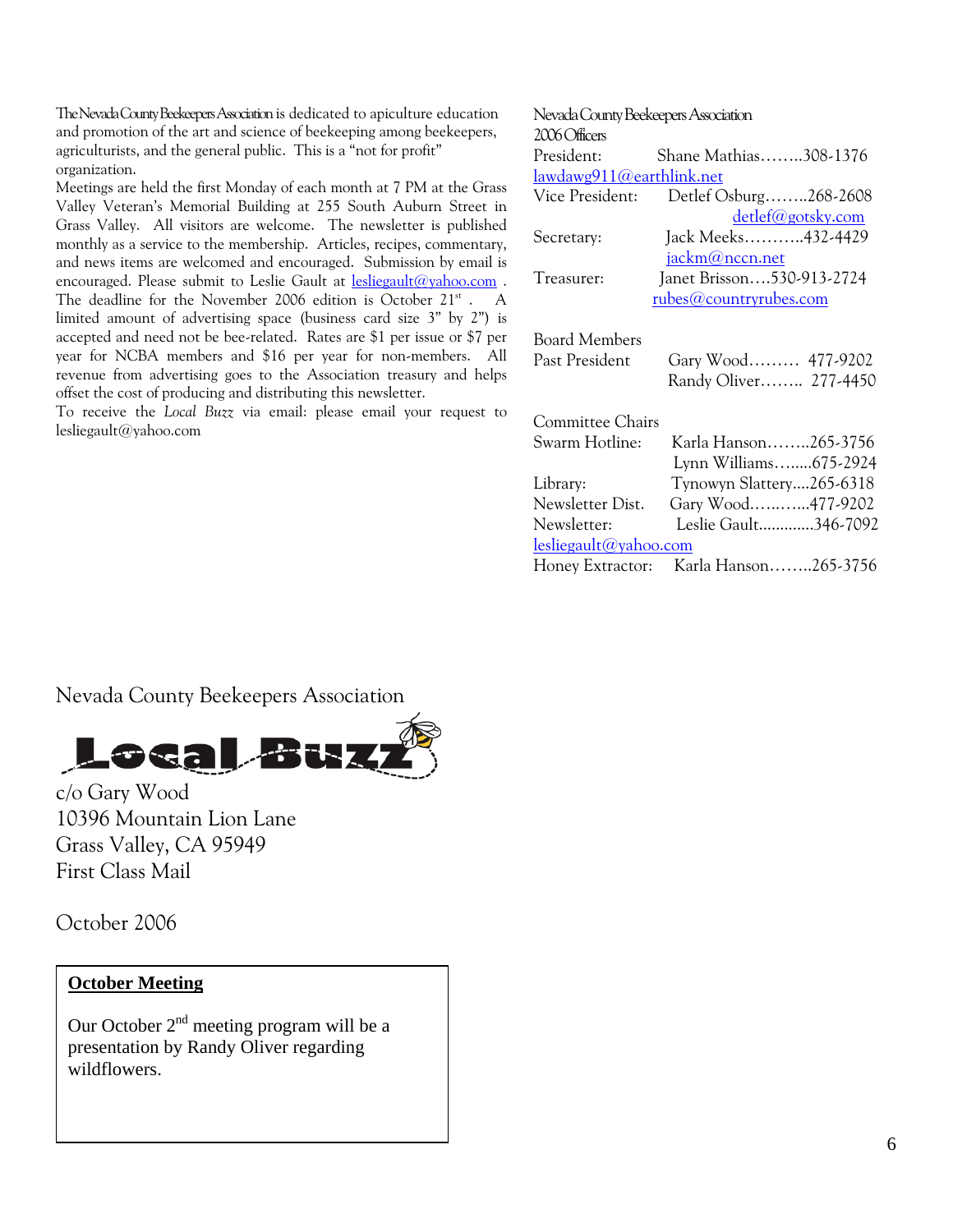The Nevada County Beekeepers Association is dedicated to apiculture education and promotion of the art and science of beekeeping among beekeepers, agriculturists, and the general public. This is a "not for profit" organization.

Meetings are held the first Monday of each month at 7 PM at the Grass Valley Veteran's Memorial Building at 255 South Auburn Street in Grass Valley. All visitors are welcome. The newsletter is published monthly as a service to the membership. Articles, recipes, commentary, and news items are welcomed and encouraged. Submission by email is encouraged. Please submit to Leslie Gault at lesliegault@yahoo.com . The deadline for the November 2006 edition is October 21st . A limited amount of advertising space (business card size 3" by 2") is accepted and need not be bee-related. Rates are $1 per issue or $7 per year for NCBA members and $16 per year for non-members. All revenue from advertising goes to the Association treasury and helps offset the cost of producing and distributing this newsletter.

To receive the *Local Buzz* via email: please email your request to lesliegault@yahoo.com

Nevada County Beekeepers Association
2006 Officers

President: Shane Mathias……..308-1376
lawdawg911@earthlink.net
Vice President: Detlef Osburg……..268-2608
detlef@gotsky.com
Secretary: Jack Meeks………..432-4429
jackm@nccn.net
Treasurer: Janet Brisson….530-913-2724
rubes@countryrubes.com

Board Members
Past President Gary Wood……… 477-9202
Randy Oliver…….. 277-4450

Committee Chairs
Swarm Hotline: Karla Hanson……..265-3756
Lynn Williams….....675-2924
Library: Tynowyn Slattery….265-6318
Newsletter Dist. Gary Wood…..…...477-9202
Newsletter: Leslie Gault............346-7092
lesliegault@yahoo.com
Honey Extractor: Karla Hanson……..265-3756

Nevada County Beekeepers Association

Local Buzz

c/o Gary Wood
10396 Mountain Lion Lane
Grass Valley, CA 95949
First Class Mail

October 2006

**October Meeting**

Our October 2nd meeting program will be a presentation by Randy Oliver regarding wildflowers.